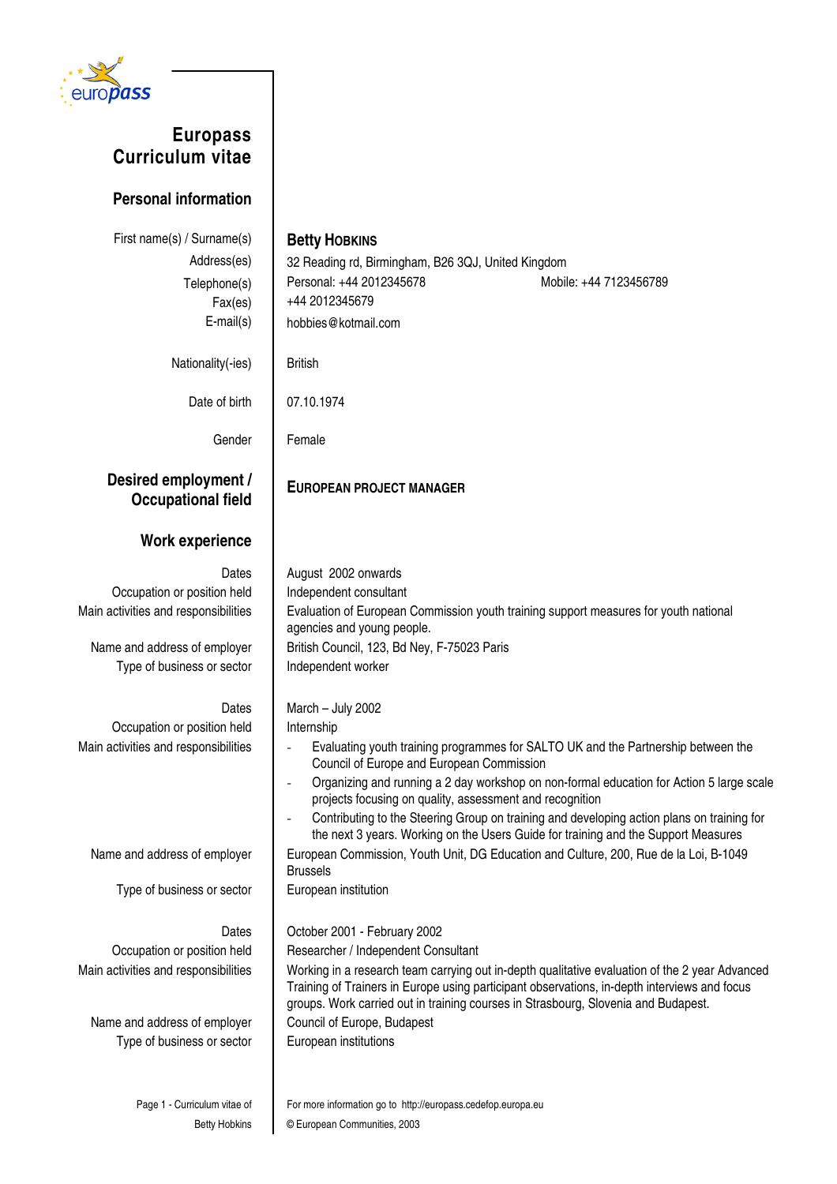# Europass Curriculum vitae

## Personal information

| | |
|---|---|
| First name(s) / Surname(s) | **Betty Hobkins** |
| Address(es) | 32 Reading rd, Birmingham, B26 3QJ, United Kingdom |
| Telephone(s) | Personal: +44 2012345678 Mobile: +44 7123456789 |
| Fax(es) | +44 2012345679 |
| E-mail(s) | hobbies@kotmail.com |
| Nationality(-ies) | British |
| Date of birth | 07.10.1974 |
| Gender | Female |

## Desired employment / Occupational field

**EUROPEAN PROJECT MANAGER**

## Work experience

| | |
|---|---|
| Dates | August 2002 onwards |
| Occupation or position held | Independent consultant |
| Main activities and responsibilities | Evaluation of European Commission youth training support measures for youth national agencies and young people. |
| Name and address of employer | British Council, 123, Bd Ney, F-75023 Paris |
| Type of business or sector | Independent worker |

| | |
|---|---|
| Dates | March – July 2002 |
| Occupation or position held | Internship |
| Main activities and responsibilities | - Evaluating youth training programmes for SALTO UK and the Partnership between the Council of Europe and European Commission<br>- Organizing and running a 2 day workshop on non-formal education for Action 5 large scale projects focusing on quality, assessment and recognition<br>- Contributing to the Steering Group on training and developing action plans on training for the next 3 years. Working on the Users Guide for training and the Support Measures |
| Name and address of employer | European Commission, Youth Unit, DG Education and Culture, 200, Rue de la Loi, B-1049 Brussels |
| Type of business or sector | European institution |

| | |
|---|---|
| Dates | October 2001 - February 2002 |
| Occupation or position held | Researcher / Independent Consultant |
| Main activities and responsibilities | Working in a research team carrying out in-depth qualitative evaluation of the 2 year Advanced Training of Trainers in Europe using participant observations, in-depth interviews and focus groups. Work carried out in training courses in Strasbourg, Slovenia and Budapest. |
| Name and address of employer | Council of Europe, Budapest |
| Type of business or sector | European institutions |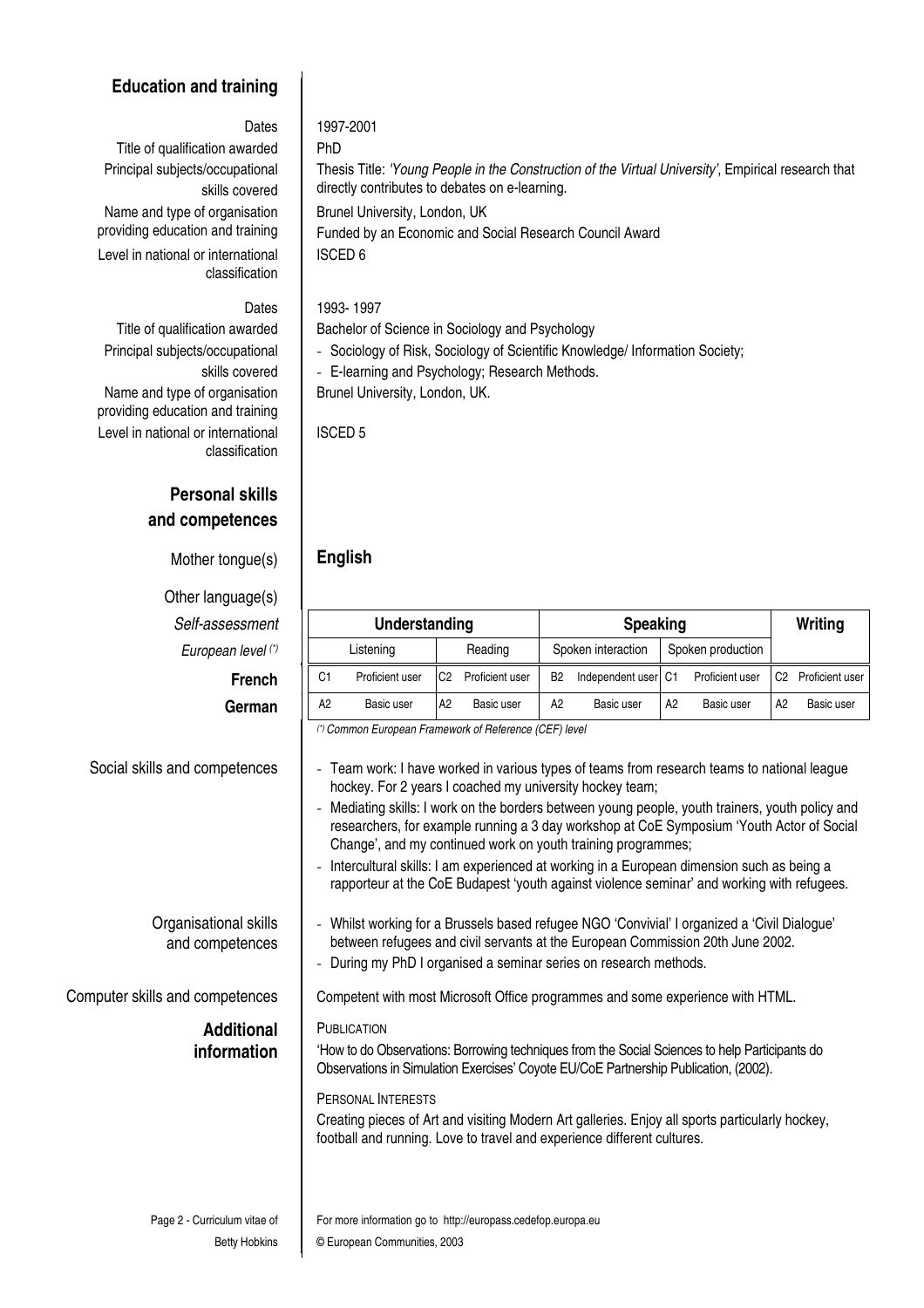## Education and training

**Dates**: 1997-2001

**Title of qualification awarded**: PhD

**Principal subjects/occupational skills covered**: Thesis Title: *'Young People in the Construction of the Virtual University'*, Empirical research that directly contributes to debates on e-learning.

**Name and type of organisation providing education and training**: Brunel University, London, UK
Funded by an Economic and Social Research Council Award

**Level in national or international classification**: ISCED 6

**Dates**: 1993- 1997

**Title of qualification awarded**: Bachelor of Science in Sociology and Psychology

**Principal subjects/occupational skills covered**:
- Sociology of Risk, Sociology of Scientific Knowledge/ Information Society;
- E-learning and Psychology; Research Methods.

**Name and type of organisation providing education and training**: Brunel University, London, UK.

**Level in national or international classification**: ISCED 5

## Personal skills and competences

**Mother tongue(s)**: **English**

**Other language(s)**

| *Self-assessment* | Understanding | | | | Speaking | | | | Writing | |
|---|---|---|---|---|---|---|---|---|---|---|
| *European level (\*)* | Listening | | Reading | | Spoken interaction | | Spoken production | | | |
| **French** | C1 | Proficient user | C2 | Proficient user | B2 | Independent user | C1 | Proficient user | C2 | Proficient user |
| **German** | A2 | Basic user | A2 | Basic user | A2 | Basic user | A2 | Basic user | A2 | Basic user |

*(\*) Common European Framework of Reference (CEF) level*

**Social skills and competences**
- Team work: I have worked in various types of teams from research teams to national league hockey. For 2 years I coached my university hockey team;
- Mediating skills: I work on the borders between young people, youth trainers, youth policy and researchers, for example running a 3 day workshop at CoE Symposium 'Youth Actor of Social Change', and my continued work on youth training programmes;
- Intercultural skills: I am experienced at working in a European dimension such as being a rapporteur at the CoE Budapest 'youth against violence seminar' and working with refugees.

**Organisational skills and competences**
- Whilst working for a Brussels based refugee NGO 'Convivial' I organized a 'Civil Dialogue' between refugees and civil servants at the European Commission 20th June 2002.
- During my PhD I organised a seminar series on research methods.

**Computer skills and competences**: Competent with most Microsoft Office programmes and some experience with HTML.

## Additional information

PUBLICATION

'How to do Observations: Borrowing techniques from the Social Sciences to help Participants do Observations in Simulation Exercises' Coyote EU/CoE Partnership Publication, (2002).

PERSONAL INTERESTS

Creating pieces of Art and visiting Modern Art galleries. Enjoy all sports particularly hockey, football and running. Love to travel and experience different cultures.